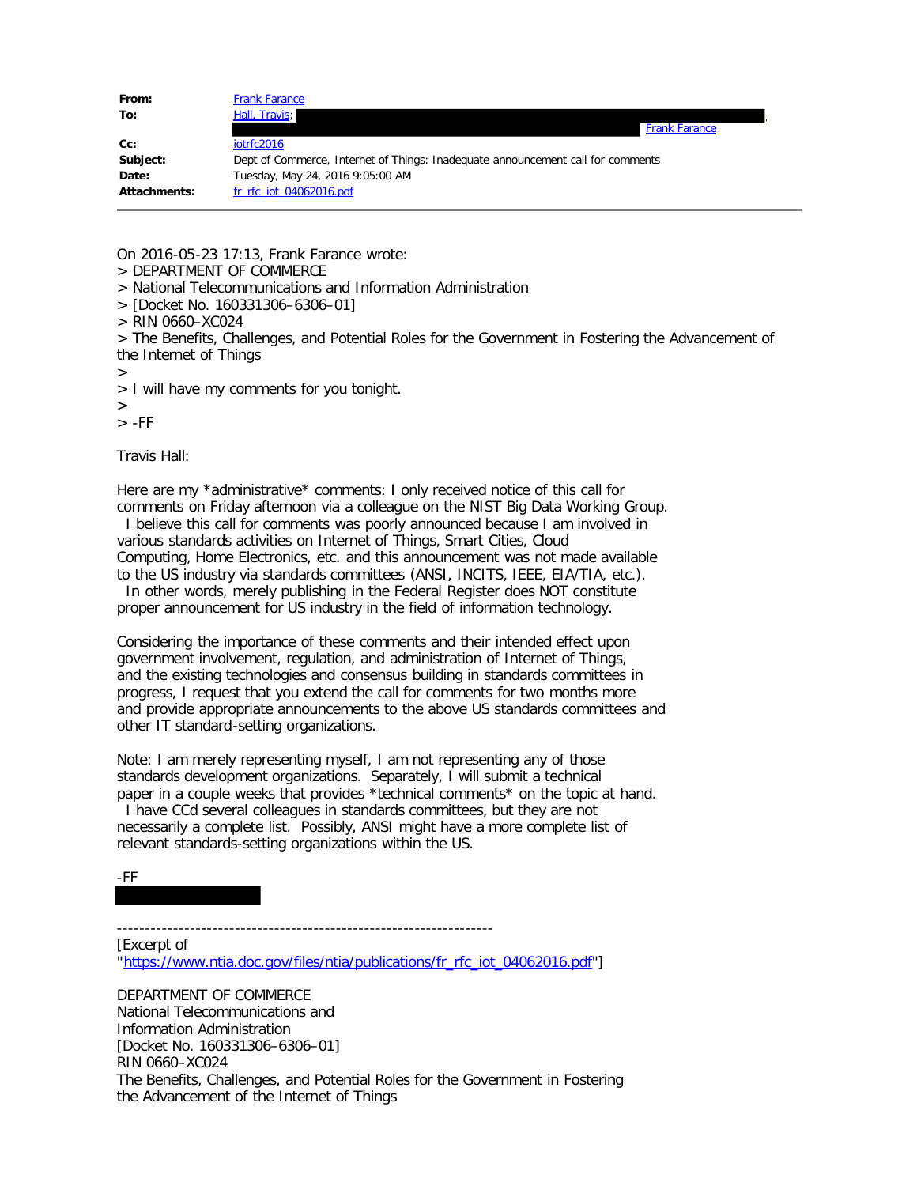| | |
|---|---|
| **From:** | Frank Farance |
| **To:** | Hall, Travis; Frank Farance |
| **Cc:** | iotrfc2016 |
| **Subject:** | Dept of Commerce, Internet of Things: Inadequate announcement call for comments |
| **Date:** | Tuesday, May 24, 2016 9:05:00 AM |
| **Attachments:** | fr_rfc_iot_04062016.pdf |

On 2016-05-23 17:13, Frank Farance wrote:
> DEPARTMENT OF COMMERCE
> National Telecommunications and Information Administration
> [Docket No. 160331306–6306–01]
> RIN 0660–XC024
> The Benefits, Challenges, and Potential Roles for the Government in Fostering the Advancement of the Internet of Things
>
> I will have my comments for you tonight.
>
> -FF

Travis Hall:

Here are my *administrative* comments: I only received notice of this call for comments on Friday afternoon via a colleague on the NIST Big Data Working Group. I believe this call for comments was poorly announced because I am involved in various standards activities on Internet of Things, Smart Cities, Cloud Computing, Home Electronics, etc. and this announcement was not made available to the US industry via standards committees (ANSI, INCITS, IEEE, EIA/TIA, etc.). In other words, merely publishing in the Federal Register does NOT constitute proper announcement for US industry in the field of information technology.

Considering the importance of these comments and their intended effect upon government involvement, regulation, and administration of Internet of Things, and the existing technologies and consensus building in standards committees in progress, I request that you extend the call for comments for two months more and provide appropriate announcements to the above US standards committees and other IT standard-setting organizations.

Note: I am merely representing myself, I am not representing any of those standards development organizations. Separately, I will submit a technical paper in a couple weeks that provides *technical comments* on the topic at hand. I have CCd several colleagues in standards committees, but they are not necessarily a complete list. Possibly, ANSI might have a more complete list of relevant standards-setting organizations within the US.

-FF

-----------------------------------------------------------------

[Excerpt of "https://www.ntia.doc.gov/files/ntia/publications/fr_rfc_iot_04062016.pdf"]

DEPARTMENT OF COMMERCE
National Telecommunications and
Information Administration
[Docket No. 160331306–6306–01]
RIN 0660–XC024
The Benefits, Challenges, and Potential Roles for the Government in Fostering
the Advancement of the Internet of Things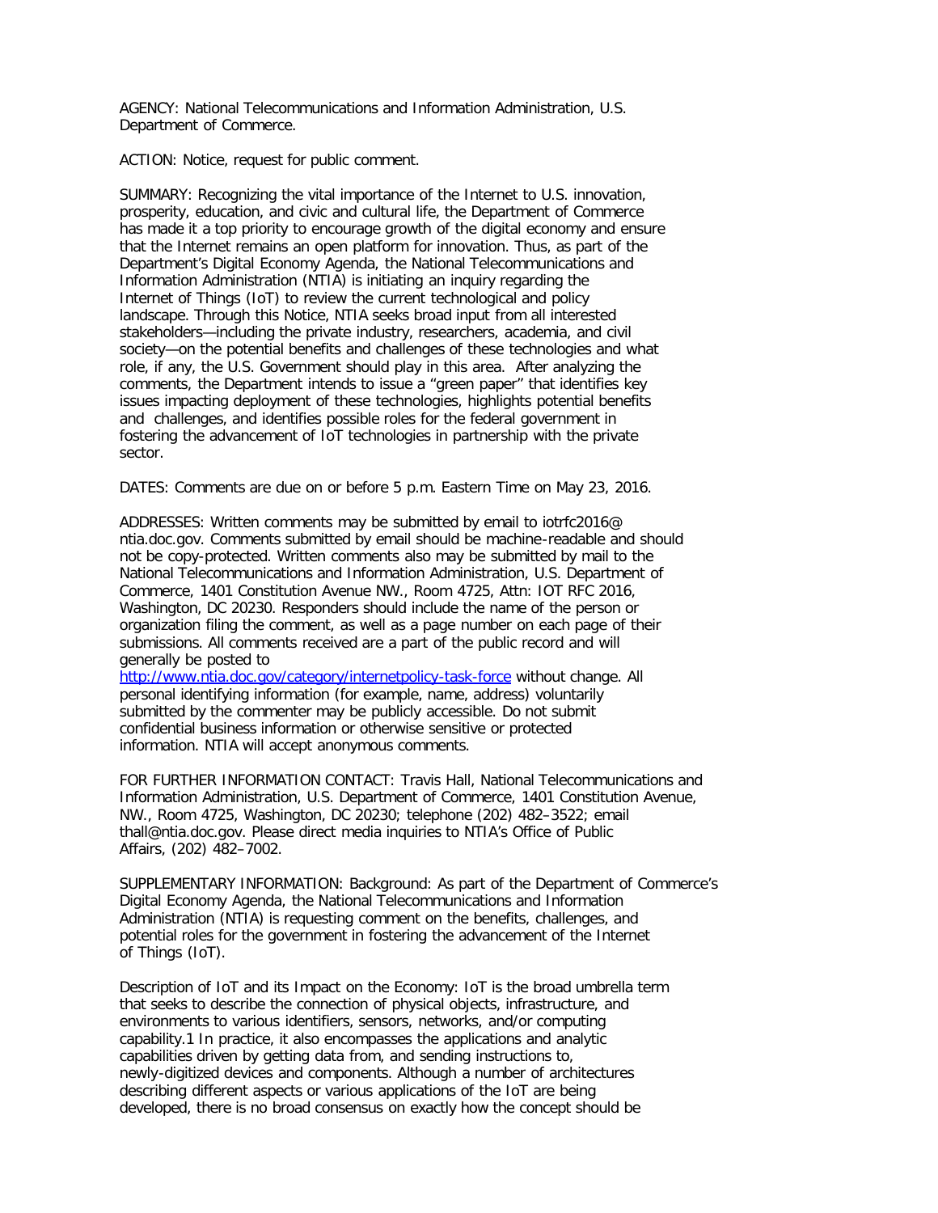AGENCY: National Telecommunications and Information Administration, U.S. Department of Commerce.

ACTION: Notice, request for public comment.

SUMMARY: Recognizing the vital importance of the Internet to U.S. innovation, prosperity, education, and civic and cultural life, the Department of Commerce has made it a top priority to encourage growth of the digital economy and ensure that the Internet remains an open platform for innovation. Thus, as part of the Department's Digital Economy Agenda, the National Telecommunications and Information Administration (NTIA) is initiating an inquiry regarding the Internet of Things (IoT) to review the current technological and policy landscape. Through this Notice, NTIA seeks broad input from all interested stakeholders—including the private industry, researchers, academia, and civil society—on the potential benefits and challenges of these technologies and what role, if any, the U.S. Government should play in this area. After analyzing the comments, the Department intends to issue a "green paper" that identifies key issues impacting deployment of these technologies, highlights potential benefits and challenges, and identifies possible roles for the federal government in fostering the advancement of IoT technologies in partnership with the private sector.

DATES: Comments are due on or before 5 p.m. Eastern Time on May 23, 2016.

ADDRESSES: Written comments may be submitted by email to iotrfc2016@ntia.doc.gov. Comments submitted by email should be machine-readable and should not be copy-protected. Written comments also may be submitted by mail to the National Telecommunications and Information Administration, U.S. Department of Commerce, 1401 Constitution Avenue NW., Room 4725, Attn: IOT RFC 2016, Washington, DC 20230. Responders should include the name of the person or organization filing the comment, as well as a page number on each page of their submissions. All comments received are a part of the public record and will generally be posted to http://www.ntia.doc.gov/category/internetpolicy-task-force without change. All personal identifying information (for example, name, address) voluntarily submitted by the commenter may be publicly accessible. Do not submit confidential business information or otherwise sensitive or protected information. NTIA will accept anonymous comments.

FOR FURTHER INFORMATION CONTACT: Travis Hall, National Telecommunications and Information Administration, U.S. Department of Commerce, 1401 Constitution Avenue, NW., Room 4725, Washington, DC 20230; telephone (202) 482–3522; email thall@ntia.doc.gov. Please direct media inquiries to NTIA's Office of Public Affairs, (202) 482–7002.

SUPPLEMENTARY INFORMATION: Background: As part of the Department of Commerce's Digital Economy Agenda, the National Telecommunications and Information Administration (NTIA) is requesting comment on the benefits, challenges, and potential roles for the government in fostering the advancement of the Internet of Things (IoT).

Description of IoT and its Impact on the Economy: IoT is the broad umbrella term that seeks to describe the connection of physical objects, infrastructure, and environments to various identifiers, sensors, networks, and/or computing capability.[1] In practice, it also encompasses the applications and analytic capabilities driven by getting data from, and sending instructions to, newly-digitized devices and components. Although a number of architectures describing different aspects or various applications of the IoT are being developed, there is no broad consensus on exactly how the concept should be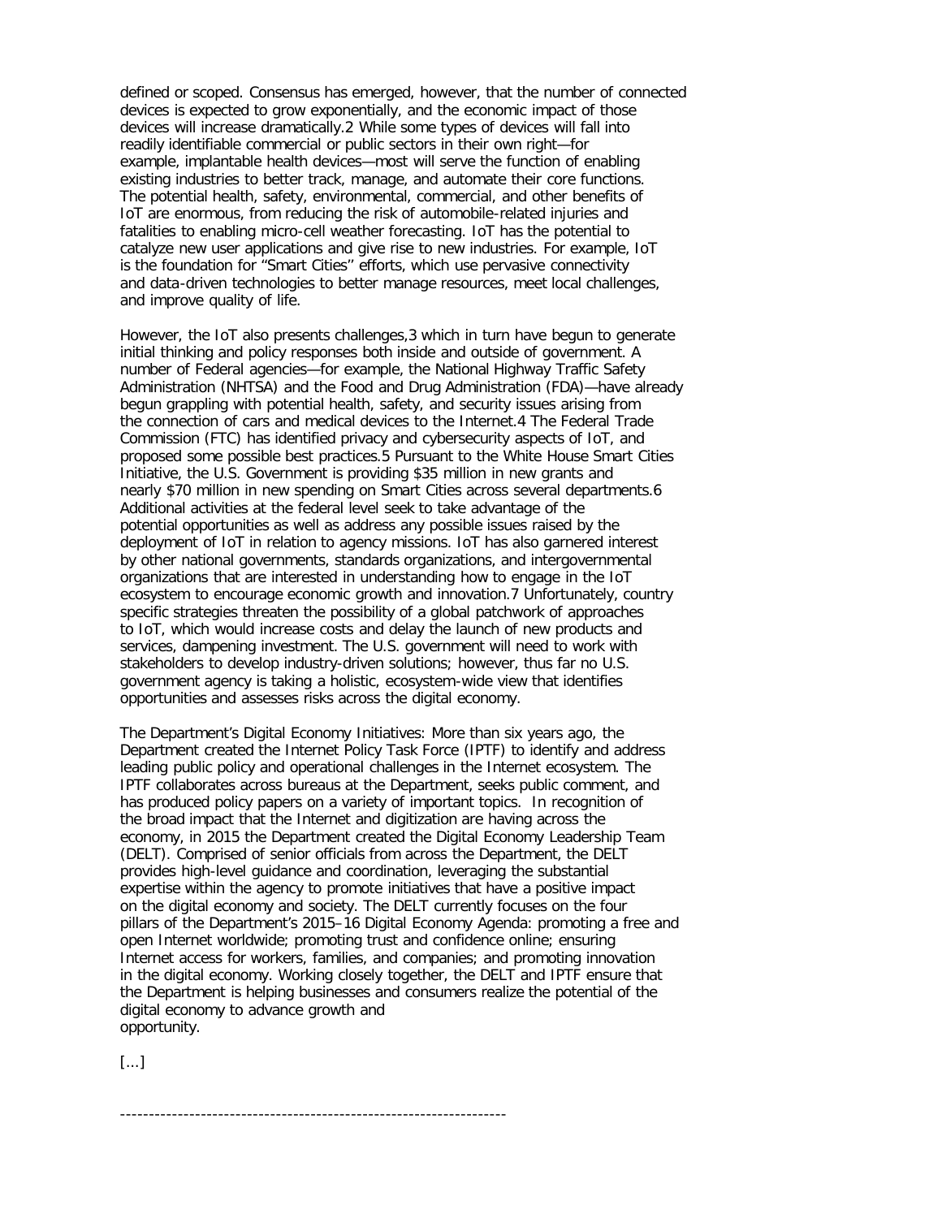defined or scoped. Consensus has emerged, however, that the number of connected devices is expected to grow exponentially, and the economic impact of those devices will increase dramatically.[2] While some types of devices will fall into readily identifiable commercial or public sectors in their own right—for example, implantable health devices—most will serve the function of enabling existing industries to better track, manage, and automate their core functions. The potential health, safety, environmental, commercial, and other benefits of IoT are enormous, from reducing the risk of automobile-related injuries and fatalities to enabling micro-cell weather forecasting. IoT has the potential to catalyze new user applications and give rise to new industries. For example, IoT is the foundation for "Smart Cities" efforts, which use pervasive connectivity and data-driven technologies to better manage resources, meet local challenges, and improve quality of life.

However, the IoT also presents challenges,[3] which in turn have begun to generate initial thinking and policy responses both inside and outside of government. A number of Federal agencies—for example, the National Highway Traffic Safety Administration (NHTSA) and the Food and Drug Administration (FDA)—have already begun grappling with potential health, safety, and security issues arising from the connection of cars and medical devices to the Internet.[4] The Federal Trade Commission (FTC) has identified privacy and cybersecurity aspects of IoT, and proposed some possible best practices.[5] Pursuant to the White House Smart Cities Initiative, the U.S. Government is providing $35 million in new grants and nearly $70 million in new spending on Smart Cities across several departments.[6] Additional activities at the federal level seek to take advantage of the potential opportunities as well as address any possible issues raised by the deployment of IoT in relation to agency missions. IoT has also garnered interest by other national governments, standards organizations, and intergovernmental organizations that are interested in understanding how to engage in the IoT ecosystem to encourage economic growth and innovation.[7] Unfortunately, country specific strategies threaten the possibility of a global patchwork of approaches to IoT, which would increase costs and delay the launch of new products and services, dampening investment. The U.S. government will need to work with stakeholders to develop industry-driven solutions; however, thus far no U.S. government agency is taking a holistic, ecosystem-wide view that identifies opportunities and assesses risks across the digital economy.

The Department's Digital Economy Initiatives: More than six years ago, the Department created the Internet Policy Task Force (IPTF) to identify and address leading public policy and operational challenges in the Internet ecosystem. The IPTF collaborates across bureaus at the Department, seeks public comment, and has produced policy papers on a variety of important topics. In recognition of the broad impact that the Internet and digitization are having across the economy, in 2015 the Department created the Digital Economy Leadership Team (DELT). Comprised of senior officials from across the Department, the DELT provides high-level guidance and coordination, leveraging the substantial expertise within the agency to promote initiatives that have a positive impact on the digital economy and society. The DELT currently focuses on the four pillars of the Department's 2015–16 Digital Economy Agenda: promoting a free and open Internet worldwide; promoting trust and confidence online; ensuring Internet access for workers, families, and companies; and promoting innovation in the digital economy. Working closely together, the DELT and IPTF ensure that the Department is helping businesses and consumers realize the potential of the digital economy to advance growth and opportunity.

[...]

---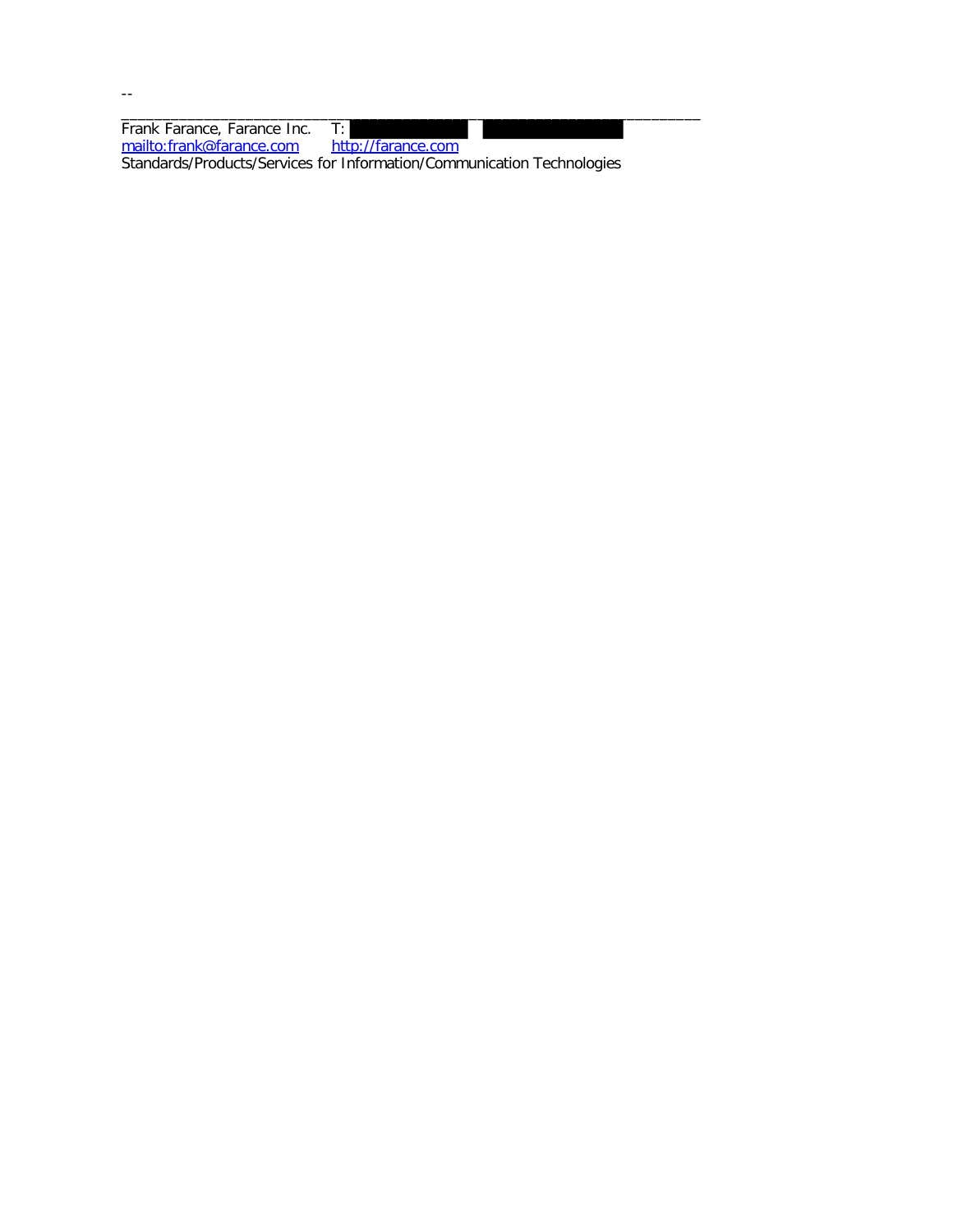--
_________________________________________________________________________
Frank Farance, Farance Inc.    T: 
mailto:frank@farance.com    http://farance.com
Standards/Products/Services for Information/Communication Technologies